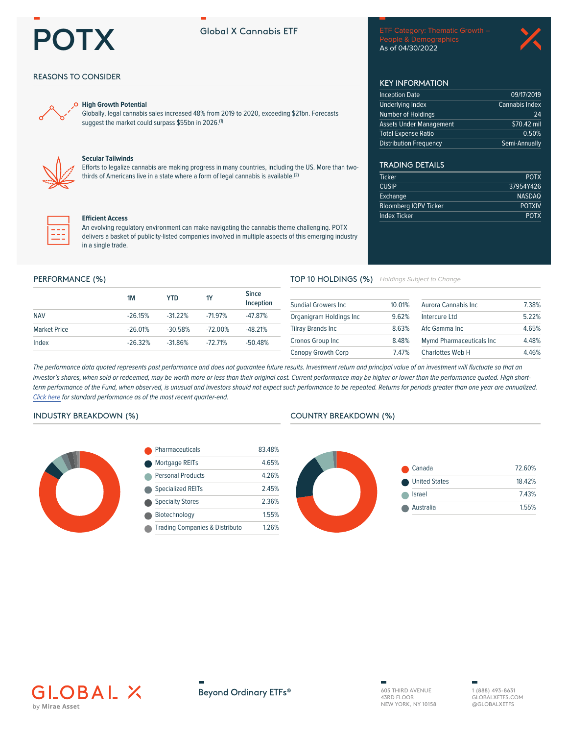# POTX

## Global X Cannabis ETF

ETF Category: Thematic Growth – People & Demographics
As of 04/30/2022

## REASONS TO CONSIDER

**High Growth Potential**
Globally, legal cannabis sales increased 48% from 2019 to 2020, exceeding $21bn. Forecasts suggest the market could surpass $55bn in 2026.[1]

**Secular Tailwinds**
Efforts to legalize cannabis are making progress in many countries, including the US. More than two-thirds of Americans live in a state where a form of legal cannabis is available.[2]

**Efficient Access**
An evolving regulatory environment can make navigating the cannabis theme challenging. POTX delivers a basket of publicity-listed companies involved in multiple aspects of this emerging industry in a single trade.

## KEY INFORMATION

| | |
|---|---|
| Inception Date | 09/17/2019 |
| Underlying Index | Cannabis Index |
| Number of Holdings | 24 |
| Assets Under Management | $70.42 mil |
| Total Expense Ratio | 0.50% |
| Distribution Frequency | Semi-Annually |

## TRADING DETAILS

| | |
|---|---|
| Ticker | POTX |
| CUSIP | 37954Y426 |
| Exchange | NASDAQ |
| Bloomberg IOPV Ticker | POTXIV |
| Index Ticker | POTX |

## PERFORMANCE (%)

| | 1M | YTD | 1Y | Since Inception |
|---|---|---|---|---|
| NAV | -26.15% | -31.22% | -71.97% | -47.87% |
| Market Price | -26.01% | -30.58% | -72.00% | -48.21% |
| Index | -26.32% | -31.86% | -72.71% | -50.48% |

## TOP 10 HOLDINGS (%)

*Holdings Subject to Change*

| | | | |
|---|---|---|---|
| Sundial Growers Inc | 10.01% | Aurora Cannabis Inc | 7.38% |
| Organigram Holdings Inc | 9.62% | Intercure Ltd | 5.22% |
| Tilray Brands Inc | 8.63% | Afc Gamma Inc | 4.65% |
| Cronos Group Inc | 8.48% | Mymd Pharmaceuticals Inc | 4.48% |
| Canopy Growth Corp | 7.47% | Charlottes Web H | 4.46% |

*The performance data quoted represents past performance and does not guarantee future results. Investment return and principal value of an investment will fluctuate so that an investor's shares, when sold or redeemed, may be worth more or less than their original cost. Current performance may be higher or lower than the performance quoted. High short-term performance of the Fund, when observed, is unusual and investors should not expect such performance to be repeated. Returns for periods greater than one year are annualized. Click here for standard performance as of the most recent quarter-end.*

## INDUSTRY BREAKDOWN (%)

| | |
|---|---|
| Pharmaceuticals | 83.48% |
| Mortgage REITs | 4.65% |
| Personal Products | 4.26% |
| Specialized REITs | 2.45% |
| Specialty Stores | 2.36% |
| Biotechnology | 1.55% |
| Trading Companies & Distributo | 1.26% |

## COUNTRY BREAKDOWN (%)

| | |
|---|---|
| Canada | 72.60% |
| United States | 18.42% |
| Israel | 7.43% |
| Australia | 1.55% |

GLOBAL X by Mirae Asset

Beyond Ordinary ETFs®

605 THIRD AVENUE
43RD FLOOR
NEW YORK, NY 10158

1 (888) 493-8631
GLOBALXETFS.COM
@GLOBALXETFS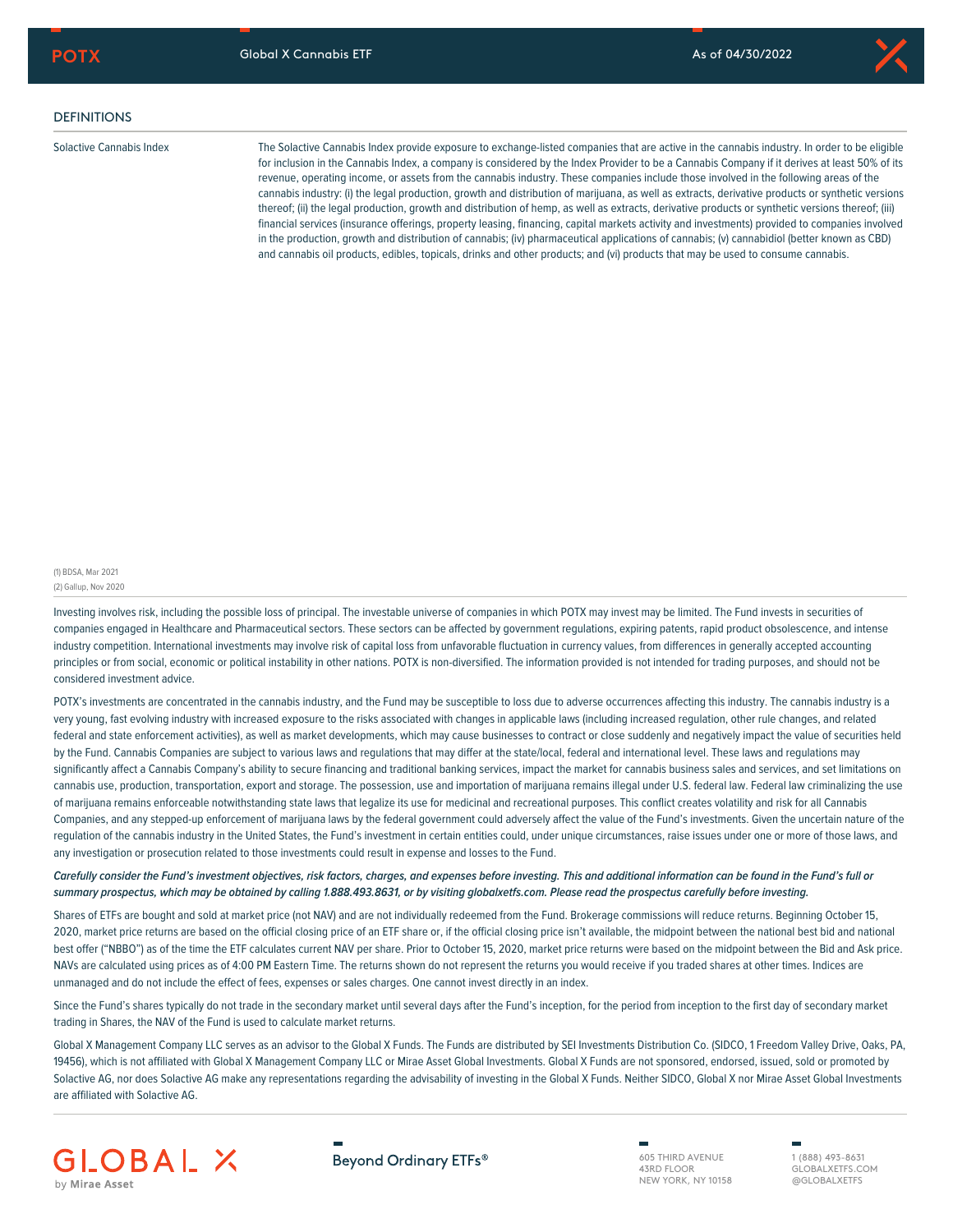## DEFINITIONS

**Solactive Cannabis Index**

The Solactive Cannabis Index provide exposure to exchange-listed companies that are active in the cannabis industry. In order to be eligible for inclusion in the Cannabis Index, a company is considered by the Index Provider to be a Cannabis Company if it derives at least 50% of its revenue, operating income, or assets from the cannabis industry. These companies include those involved in the following areas of the cannabis industry: (i) the legal production, growth and distribution of marijuana, as well as extracts, derivative products or synthetic versions thereof; (ii) the legal production, growth and distribution of hemp, as well as extracts, derivative products or synthetic versions thereof; (iii) financial services (insurance offerings, property leasing, financing, capital markets activity and investments) provided to companies involved in the production, growth and distribution of cannabis; (iv) pharmaceutical applications of cannabis; (v) cannabidiol (better known as CBD) and cannabis oil products, edibles, topicals, drinks and other products; and (vi) products that may be used to consume cannabis.

(1) BDSA, Mar 2021
(2) Gallup, Nov 2020

Investing involves risk, including the possible loss of principal. The investable universe of companies in which POTX may invest may be limited. The Fund invests in securities of companies engaged in Healthcare and Pharmaceutical sectors. These sectors can be affected by government regulations, expiring patents, rapid product obsolescence, and intense industry competition. International investments may involve risk of capital loss from unfavorable fluctuation in currency values, from differences in generally accepted accounting principles or from social, economic or political instability in other nations. POTX is non-diversified. The information provided is not intended for trading purposes, and should not be considered investment advice.

POTX's investments are concentrated in the cannabis industry, and the Fund may be susceptible to loss due to adverse occurrences affecting this industry. The cannabis industry is a very young, fast evolving industry with increased exposure to the risks associated with changes in applicable laws (including increased regulation, other rule changes, and related federal and state enforcement activities), as well as market developments, which may cause businesses to contract or close suddenly and negatively impact the value of securities held by the Fund. Cannabis Companies are subject to various laws and regulations that may differ at the state/local, federal and international level. These laws and regulations may significantly affect a Cannabis Company's ability to secure financing and traditional banking services, impact the market for cannabis business sales and services, and set limitations on cannabis use, production, transportation, export and storage. The possession, use and importation of marijuana remains illegal under U.S. federal law. Federal law criminalizing the use of marijuana remains enforceable notwithstanding state laws that legalize its use for medicinal and recreational purposes. This conflict creates volatility and risk for all Cannabis Companies, and any stepped-up enforcement of marijuana laws by the federal government could adversely affect the value of the Fund's investments. Given the uncertain nature of the regulation of the cannabis industry in the United States, the Fund's investment in certain entities could, under unique circumstances, raise issues under one or more of those laws, and any investigation or prosecution related to those investments could result in expense and losses to the Fund.

***Carefully consider the Fund's investment objectives, risk factors, charges, and expenses before investing. This and additional information can be found in the Fund's full or summary prospectus, which may be obtained by calling 1.888.493.8631, or by visiting globalxetfs.com. Please read the prospectus carefully before investing.***

Shares of ETFs are bought and sold at market price (not NAV) and are not individually redeemed from the Fund. Brokerage commissions will reduce returns. Beginning October 15, 2020, market price returns are based on the official closing price of an ETF share or, if the official closing price isn't available, the midpoint between the national best bid and national best offer ("NBBO") as of the time the ETF calculates current NAV per share. Prior to October 15, 2020, market price returns were based on the midpoint between the Bid and Ask price. NAVs are calculated using prices as of 4:00 PM Eastern Time. The returns shown do not represent the returns you would receive if you traded shares at other times. Indices are unmanaged and do not include the effect of fees, expenses or sales charges. One cannot invest directly in an index.

Since the Fund's shares typically do not trade in the secondary market until several days after the Fund's inception, for the period from inception to the first day of secondary market trading in Shares, the NAV of the Fund is used to calculate market returns.

Global X Management Company LLC serves as an advisor to the Global X Funds. The Funds are distributed by SEI Investments Distribution Co. (SIDCO, 1 Freedom Valley Drive, Oaks, PA, 19456), which is not affiliated with Global X Management Company LLC or Mirae Asset Global Investments. Global X Funds are not sponsored, endorsed, issued, sold or promoted by Solactive AG, nor does Solactive AG make any representations regarding the advisability of investing in the Global X Funds. Neither SIDCO, Global X nor Mirae Asset Global Investments are affiliated with Solactive AG.

GLOBAL X by Mirae Asset

Beyond Ordinary ETFs®

605 THIRD AVENUE
43RD FLOOR
NEW YORK, NY 10158

1 (888) 493-8631
GLOBALXETFS.COM
@GLOBALXETFS